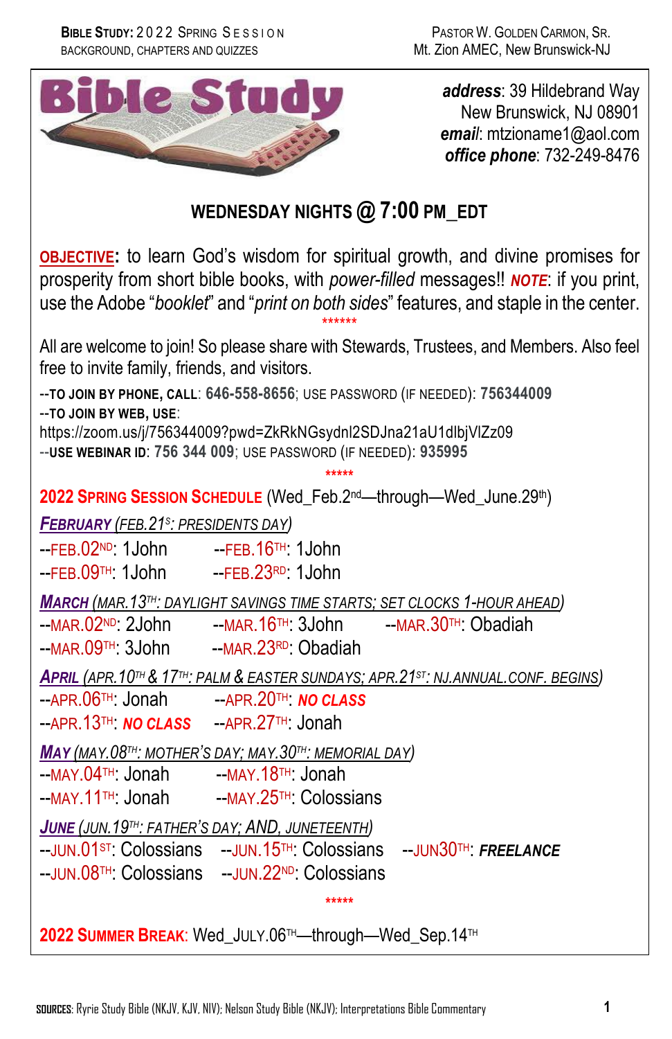# Bible Study

***address***: 39 Hildebrand Way
New Brunswick, NJ 08901
***email***: mtzioname1@aol.com
***office phone***: 732-249-8476

## WEDNESDAY NIGHTS @ 7:00 PM_EDT

**OBJECTIVE:** to learn God's wisdom for spiritual growth, and divine promises for prosperity from short bible books, with *power-filled* messages!! ***NOTE***: if you print, use the Adobe "*booklet*" and "*print on both sides*" features, and staple in the center.

******

All are welcome to join! So please share with Stewards, Trustees, and Members. Also feel free to invite family, friends, and visitors.

--**TO JOIN BY PHONE, CALL**: **646-558-8656**; USE PASSWORD (IF NEEDED): **756344009**
--**TO JOIN BY WEB, USE**:
https://zoom.us/j/756344009?pwd=ZkRkNGsydnl2SDJna21aU1dlbjVlZz09
--**USE WEBINAR ID**: **756 344 009**; USE PASSWORD (IF NEEDED): **935995**

*****

**2022 SPRING SESSION SCHEDULE** (Wed_Feb.2nd—through—Wed_June.29th)

***FEBRUARY** (FEB.21S: PRESIDENTS DAY)*

--FEB.02ND: 1John
--FEB.09TH: 1John
--FEB.16TH: 1John
--FEB.23RD: 1John

***MARCH** (MAR.13TH: DAYLIGHT SAVINGS TIME STARTS; SET CLOCKS 1-HOUR AHEAD)*

--MAR.02ND: 2John
--MAR.09TH: 3John
--MAR.16TH: 3John
--MAR.23RD: Obadiah
--MAR.30TH: Obadiah

***APRIL** (APR.10TH & 17TH: PALM & EASTER SUNDAYS; APR.21ST: NJ.ANNUAL.CONF. BEGINS)*

--APR.06TH: Jonah
--APR.13TH: ***NO CLASS***
--APR.20TH: ***NO CLASS***
--APR.27TH: Jonah

***MAY** (MAY.08TH: MOTHER'S DAY; MAY.30TH: MEMORIAL DAY)*

--MAY.04TH: Jonah
--MAY.11TH: Jonah
--MAY.18TH: Jonah
--MAY.25TH: Colossians

***JUNE** (JUN.19TH: FATHER'S DAY; AND, JUNETEENTH)*

--JUN.01ST: Colossians
--JUN.08TH: Colossians
--JUN.15TH: Colossians
--JUN.22ND: Colossians
--JUN30TH: ***FREELANCE***

*****

**2022 SUMMER BREAK**: Wed_JULY.06TH—through—Wed_Sep.14TH

**SOURCES**: Ryrie Study Bible (NKJV, KJV, NIV); Nelson Study Bible (NKJV); Interpretations Bible Commentary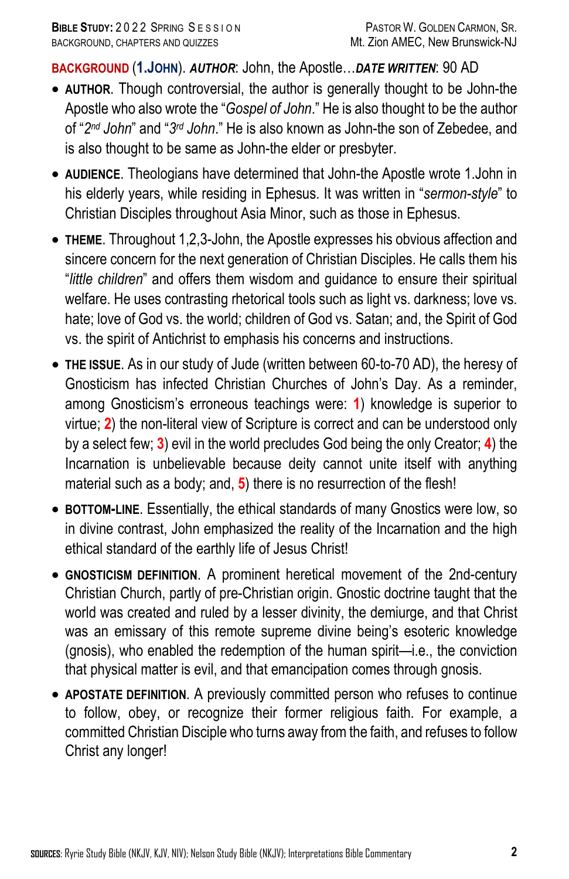**BACKGROUND** (**1.JOHN**). ***AUTHOR***: John, the Apostle…***DATE WRITTEN***: 90 AD

- **AUTHOR**. Though controversial, the author is generally thought to be John-the Apostle who also wrote the "*Gospel of John*." He is also thought to be the author of "*2nd John*" and "*3rd John*." He is also known as John-the son of Zebedee, and is also thought to be same as John-the elder or presbyter.

- **AUDIENCE**. Theologians have determined that John-the Apostle wrote 1.John in his elderly years, while residing in Ephesus. It was written in "*sermon-style*" to Christian Disciples throughout Asia Minor, such as those in Ephesus.

- **THEME**. Throughout 1,2,3-John, the Apostle expresses his obvious affection and sincere concern for the next generation of Christian Disciples. He calls them his "*little children*" and offers them wisdom and guidance to ensure their spiritual welfare. He uses contrasting rhetorical tools such as light vs. darkness; love vs. hate; love of God vs. the world; children of God vs. Satan; and, the Spirit of God vs. the spirit of Antichrist to emphasis his concerns and instructions.

- **THE ISSUE**. As in our study of Jude (written between 60-to-70 AD), the heresy of Gnosticism has infected Christian Churches of John's Day. As a reminder, among Gnosticism's erroneous teachings were: **1**) knowledge is superior to virtue; **2**) the non-literal view of Scripture is correct and can be understood only by a select few; **3**) evil in the world precludes God being the only Creator; **4**) the Incarnation is unbelievable because deity cannot unite itself with anything material such as a body; and, **5**) there is no resurrection of the flesh!

- **BOTTOM-LINE**. Essentially, the ethical standards of many Gnostics were low, so in divine contrast, John emphasized the reality of the Incarnation and the high ethical standard of the earthly life of Jesus Christ!

- **GNOSTICISM DEFINITION**. A prominent heretical movement of the 2nd-century Christian Church, partly of pre-Christian origin. Gnostic doctrine taught that the world was created and ruled by a lesser divinity, the demiurge, and that Christ was an emissary of this remote supreme divine being's esoteric knowledge (gnosis), who enabled the redemption of the human spirit—i.e., the conviction that physical matter is evil, and that emancipation comes through gnosis.

- **APOSTATE DEFINITION**. A previously committed person who refuses to continue to follow, obey, or recognize their former religious faith. For example, a committed Christian Disciple who turns away from the faith, and refuses to follow Christ any longer!

**SOURCES**: Ryrie Study Bible (NKJV, KJV, NIV); Nelson Study Bible (NKJV); Interpretations Bible Commentary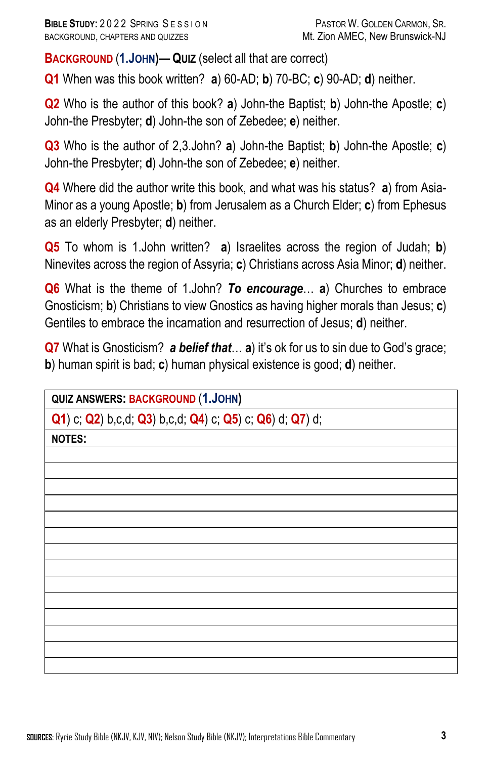## Background (1.John)— Quiz (select all that are correct)

**Q1** When was this book written? **a**) 60-AD; **b**) 70-BC; **c**) 90-AD; **d**) neither.

**Q2** Who is the author of this book? **a**) John-the Baptist; **b**) John-the Apostle; **c**) John-the Presbyter; **d**) John-the son of Zebedee; **e**) neither.

**Q3** Who is the author of 2,3.John? **a**) John-the Baptist; **b**) John-the Apostle; **c**) John-the Presbyter; **d**) John-the son of Zebedee; **e**) neither.

**Q4** Where did the author write this book, and what was his status? **a**) from Asia-Minor as a young Apostle; **b**) from Jerusalem as a Church Elder; **c**) from Ephesus as an elderly Presbyter; **d**) neither.

**Q5** To whom is 1.John written? **a**) Israelites across the region of Judah; **b**) Ninevites across the region of Assyria; **c**) Christians across Asia Minor; **d**) neither.

**Q6** What is the theme of 1.John? ***To encourage***… **a**) Churches to embrace Gnosticism; **b**) Christians to view Gnostics as having higher morals than Jesus; **c**) Gentiles to embrace the incarnation and resurrection of Jesus; **d**) neither.

**Q7** What is Gnosticism? ***a belief that***… **a**) it's ok for us to sin due to God's grace; **b**) human spirit is bad; **c**) human physical existence is good; **d**) neither.

| **QUIZ ANSWERS: BACKGROUND (1.JOHN)** |
|---|
| **Q1**) c; **Q2**) b,c,d; **Q3**) b,c,d; **Q4**) c; **Q5**) c; **Q6**) d; **Q7**) d; |
| **NOTES:** |
| |
| |
| |
| |
| |
| |
| |
| |
| |
| |
| |
| |
| |
| |

**SOURCES**: Ryrie Study Bible (NKJV, KJV, NIV); Nelson Study Bible (NKJV); Interpretations Bible Commentary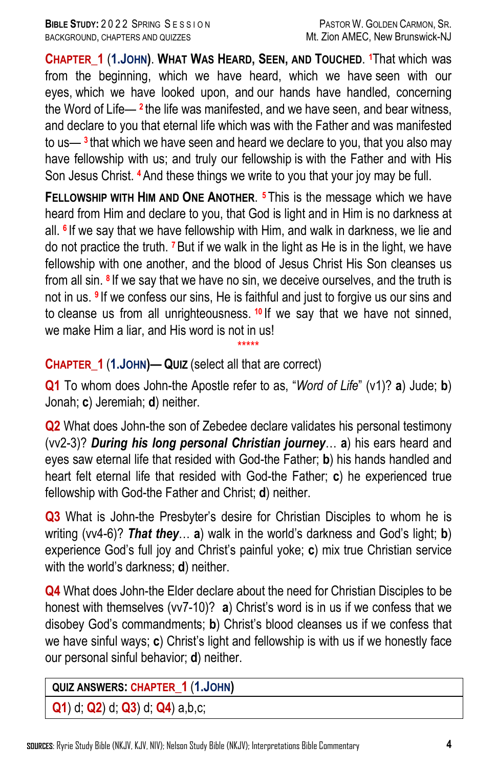**CHAPTER_1 (1.JOHN). WHAT WAS HEARD, SEEN, AND TOUCHED.** [1]That which was from the beginning, which we have heard, which we have seen with our eyes, which we have looked upon, and our hands have handled, concerning the Word of Life— [2] the life was manifested, and we have seen, and bear witness, and declare to you that eternal life which was with the Father and was manifested to us— [3] that which we have seen and heard we declare to you, that you also may have fellowship with us; and truly our fellowship is with the Father and with His Son Jesus Christ. [4] And these things we write to you that your joy may be full.

**FELLOWSHIP WITH HIM AND ONE ANOTHER.** [5] This is the message which we have heard from Him and declare to you, that God is light and in Him is no darkness at all. [6] If we say that we have fellowship with Him, and walk in darkness, we lie and do not practice the truth. [7] But if we walk in the light as He is in the light, we have fellowship with one another, and the blood of Jesus Christ His Son cleanses us from all sin. [8] If we say that we have no sin, we deceive ourselves, and the truth is not in us. [9] If we confess our sins, He is faithful and just to forgive us our sins and to cleanse us from all unrighteousness. [10] If we say that we have not sinned, we make Him a liar, and His word is not in us!

*****

**CHAPTER_1 (1.JOHN)— QUIZ** (select all that are correct)

**Q1** To whom does John-the Apostle refer to as, "*Word of Life*" (v1)? **a**) Jude; **b**) Jonah; **c**) Jeremiah; **d**) neither.

**Q2** What does John-the son of Zebedee declare validates his personal testimony (vv2-3)? ***During his long personal Christian journey***… **a**) his ears heard and eyes saw eternal life that resided with God-the Father; **b**) his hands handled and heart felt eternal life that resided with God-the Father; **c**) he experienced true fellowship with God-the Father and Christ; **d**) neither.

**Q3** What is John-the Presbyter's desire for Christian Disciples to whom he is writing (vv4-6)? ***That they***… **a**) walk in the world's darkness and God's light; **b**) experience God's full joy and Christ's painful yoke; **c**) mix true Christian service with the world's darkness; **d**) neither.

**Q4** What does John-the Elder declare about the need for Christian Disciples to be honest with themselves (vv7-10)? **a**) Christ's word is in us if we confess that we disobey God's commandments; **b**) Christ's blood cleanses us if we confess that we have sinful ways; **c**) Christ's light and fellowship is with us if we honestly face our personal sinful behavior; **d**) neither.

| **QUIZ ANSWERS: CHAPTER_1 (1.JOHN)** |
| --- |
| **Q1**) d; **Q2**) d; **Q3**) d; **Q4**) a,b,c; |

**SOURCES**: Ryrie Study Bible (NKJV, KJV, NIV); Nelson Study Bible (NKJV); Interpretations Bible Commentary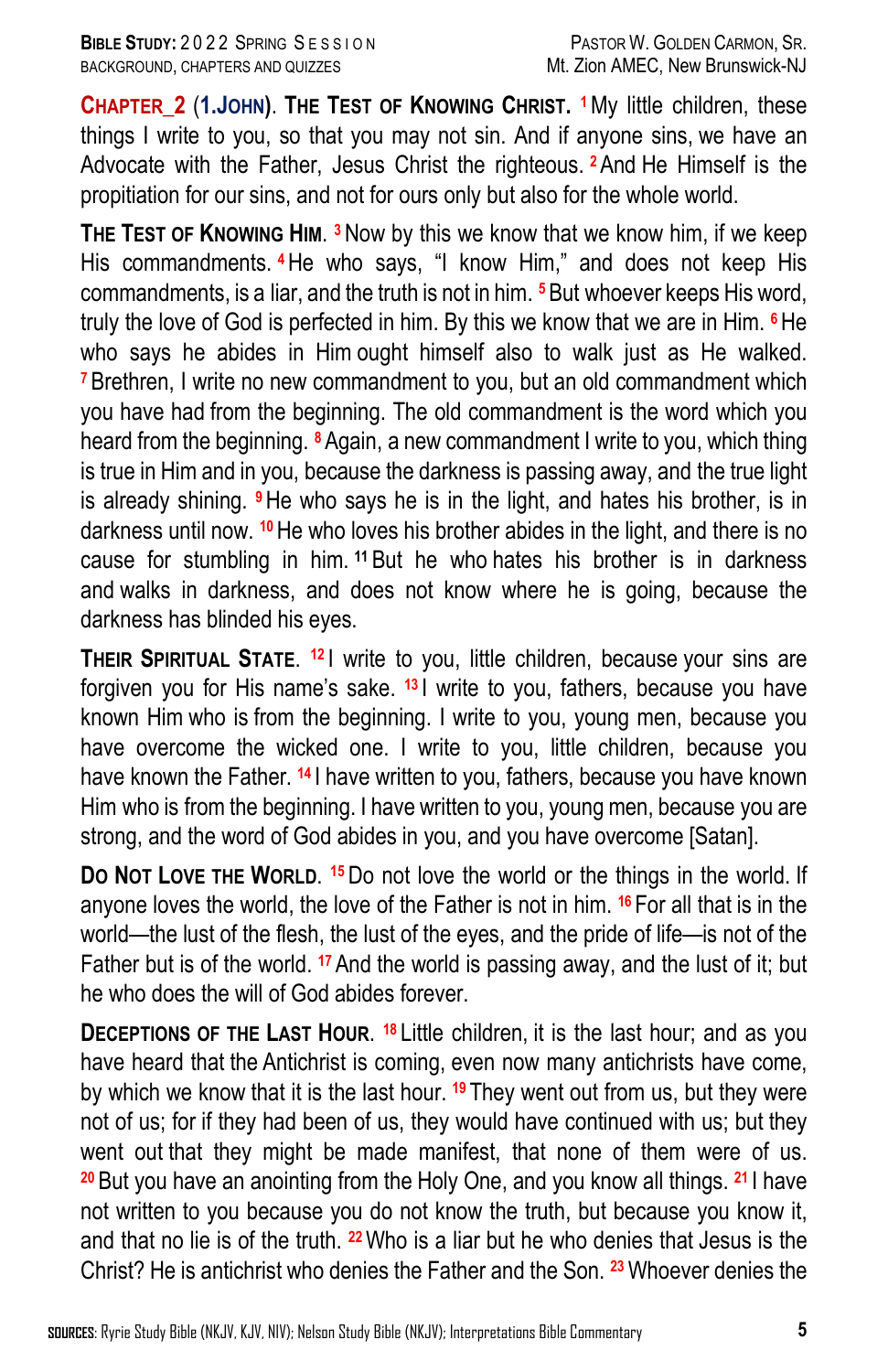**CHAPTER_2 (1.JOHN). THE TEST OF KNOWING CHRIST.** [1] My little children, these things I write to you, so that you may not sin. And if anyone sins, we have an Advocate with the Father, Jesus Christ the righteous. [2] And He Himself is the propitiation for our sins, and not for ours only but also for the whole world.

**THE TEST OF KNOWING HIM.** [3] Now by this we know that we know him, if we keep His commandments. [4] He who says, "I know Him," and does not keep His commandments, is a liar, and the truth is not in him. [5] But whoever keeps His word, truly the love of God is perfected in him. By this we know that we are in Him. [6] He who says he abides in Him ought himself also to walk just as He walked. [7] Brethren, I write no new commandment to you, but an old commandment which you have had from the beginning. The old commandment is the word which you heard from the beginning. [8] Again, a new commandment I write to you, which thing is true in Him and in you, because the darkness is passing away, and the true light is already shining. [9] He who says he is in the light, and hates his brother, is in darkness until now. [10] He who loves his brother abides in the light, and there is no cause for stumbling in him. [11] But he who hates his brother is in darkness and walks in darkness, and does not know where he is going, because the darkness has blinded his eyes.

**THEIR SPIRITUAL STATE.** [12] I write to you, little children, because your sins are forgiven you for His name's sake. [13] I write to you, fathers, because you have known Him who is from the beginning. I write to you, young men, because you have overcome the wicked one. I write to you, little children, because you have known the Father. [14] I have written to you, fathers, because you have known Him who is from the beginning. I have written to you, young men, because you are strong, and the word of God abides in you, and you have overcome [Satan].

**DO NOT LOVE THE WORLD.** [15] Do not love the world or the things in the world. If anyone loves the world, the love of the Father is not in him. [16] For all that is in the world—the lust of the flesh, the lust of the eyes, and the pride of life—is not of the Father but is of the world. [17] And the world is passing away, and the lust of it; but he who does the will of God abides forever.

**DECEPTIONS OF THE LAST HOUR.** [18] Little children, it is the last hour; and as you have heard that the Antichrist is coming, even now many antichrists have come, by which we know that it is the last hour. [19] They went out from us, but they were not of us; for if they had been of us, they would have continued with us; but they went out that they might be made manifest, that none of them were of us. [20] But you have an anointing from the Holy One, and you know all things. [21] I have not written to you because you do not know the truth, but because you know it, and that no lie is of the truth. [22] Who is a liar but he who denies that Jesus is the Christ? He is antichrist who denies the Father and the Son. [23] Whoever denies the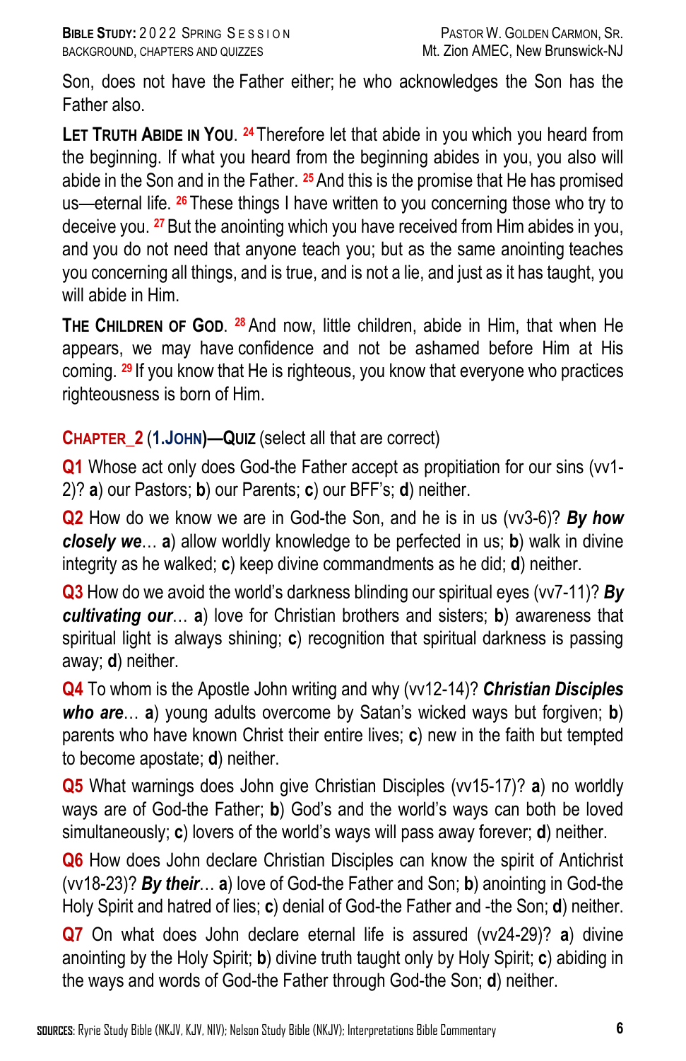Son, does not have the Father either; he who acknowledges the Son has the Father also.

**Let Truth Abide in You.** [24] Therefore let that abide in you which you heard from the beginning. If what you heard from the beginning abides in you, you also will abide in the Son and in the Father. [25] And this is the promise that He has promised us—eternal life. [26] These things I have written to you concerning those who try to deceive you. [27] But the anointing which you have received from Him abides in you, and you do not need that anyone teach you; but as the same anointing teaches you concerning all things, and is true, and is not a lie, and just as it has taught, you will abide in Him.

**The Children of God.** [28] And now, little children, abide in Him, that when He appears, we may have confidence and not be ashamed before Him at His coming. [29] If you know that He is righteous, you know that everyone who practices righteousness is born of Him.

## Chapter_2 (1.John)—Quiz (select all that are correct)

**Q1** Whose act only does God-the Father accept as propitiation for our sins (vv1-2)? **a**) our Pastors; **b**) our Parents; **c**) our BFF's; **d**) neither.

**Q2** How do we know we are in God-the Son, and he is in us (vv3-6)? ***By how closely we***… **a**) allow worldly knowledge to be perfected in us; **b**) walk in divine integrity as he walked; **c**) keep divine commandments as he did; **d**) neither.

**Q3** How do we avoid the world's darkness blinding our spiritual eyes (vv7-11)? ***By cultivating our***… **a**) love for Christian brothers and sisters; **b**) awareness that spiritual light is always shining; **c**) recognition that spiritual darkness is passing away; **d**) neither.

**Q4** To whom is the Apostle John writing and why (vv12-14)? ***Christian Disciples who are***… **a**) young adults overcome by Satan's wicked ways but forgiven; **b**) parents who have known Christ their entire lives; **c**) new in the faith but tempted to become apostate; **d**) neither.

**Q5** What warnings does John give Christian Disciples (vv15-17)? **a**) no worldly ways are of God-the Father; **b**) God's and the world's ways can both be loved simultaneously; **c**) lovers of the world's ways will pass away forever; **d**) neither.

**Q6** How does John declare Christian Disciples can know the spirit of Antichrist (vv18-23)? ***By their***… **a**) love of God-the Father and Son; **b**) anointing in God-the Holy Spirit and hatred of lies; **c**) denial of God-the Father and -the Son; **d**) neither.

**Q7** On what does John declare eternal life is assured (vv24-29)? **a**) divine anointing by the Holy Spirit; **b**) divine truth taught only by Holy Spirit; **c**) abiding in the ways and words of God-the Father through God-the Son; **d**) neither.

**Sources**: Ryrie Study Bible (NKJV, KJV, NIV); Nelson Study Bible (NKJV); Interpretations Bible Commentary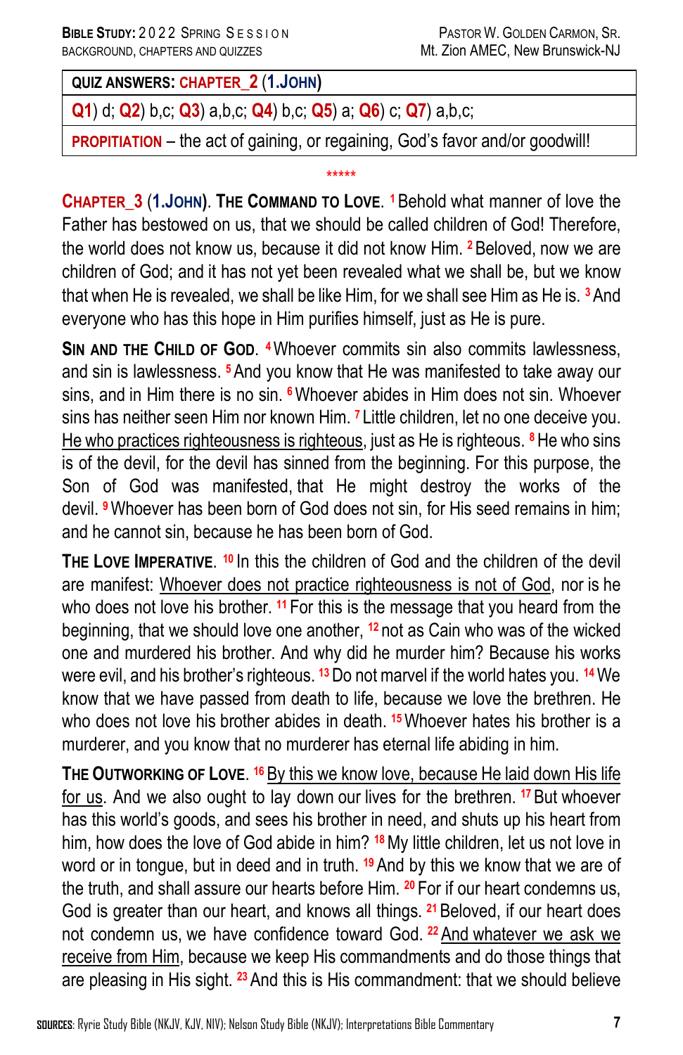| **QUIZ ANSWERS: CHAPTER_2 (1.JOHN)** |
|---|
| **Q1**) d; **Q2**) b,c; **Q3**) a,b,c; **Q4**) b,c; **Q5**) a; **Q6**) c; **Q7**) a,b,c; |
| **PROPITIATION** – the act of gaining, or regaining, God's favor and/or goodwill! |

*****

**CHAPTER_3 (1.JOHN). THE COMMAND TO LOVE.** [1] Behold what manner of love the Father has bestowed on us, that we should be called children of God! Therefore, the world does not know us, because it did not know Him. [2] Beloved, now we are children of God; and it has not yet been revealed what we shall be, but we know that when He is revealed, we shall be like Him, for we shall see Him as He is. [3] And everyone who has this hope in Him purifies himself, just as He is pure.

**SIN AND THE CHILD OF GOD.** [4] Whoever commits sin also commits lawlessness, and sin is lawlessness. [5] And you know that He was manifested to take away our sins, and in Him there is no sin. [6] Whoever abides in Him does not sin. Whoever sins has neither seen Him nor known Him. [7] Little children, let no one deceive you. <u>He who practices righteousness is righteous</u>, just as He is righteous. [8] He who sins is of the devil, for the devil has sinned from the beginning. For this purpose, the Son of God was manifested, that He might destroy the works of the devil. [9] Whoever has been born of God does not sin, for His seed remains in him; and he cannot sin, because he has been born of God.

**THE LOVE IMPERATIVE.** [10] In this the children of God and the children of the devil are manifest: <u>Whoever does not practice righteousness is not of God</u>, nor is he who does not love his brother. [11] For this is the message that you heard from the beginning, that we should love one another, [12] not as Cain who was of the wicked one and murdered his brother. And why did he murder him? Because his works were evil, and his brother's righteous. [13] Do not marvel if the world hates you. [14] We know that we have passed from death to life, because we love the brethren. He who does not love his brother abides in death. [15] Whoever hates his brother is a murderer, and you know that no murderer has eternal life abiding in him.

**THE OUTWORKING OF LOVE.** [16] <u>By this we know love, because He laid down His life for us</u>. And we also ought to lay down our lives for the brethren. [17] But whoever has this world's goods, and sees his brother in need, and shuts up his heart from him, how does the love of God abide in him? [18] My little children, let us not love in word or in tongue, but in deed and in truth. [19] And by this we know that we are of the truth, and shall assure our hearts before Him. [20] For if our heart condemns us, God is greater than our heart, and knows all things. [21] Beloved, if our heart does not condemn us, we have confidence toward God. [22] <u>And whatever we ask we receive from Him</u>, because we keep His commandments and do those things that are pleasing in His sight. [23] And this is His commandment: that we should believe

**SOURCES**: Ryrie Study Bible (NKJV, KJV, NIV); Nelson Study Bible (NKJV); Interpretations Bible Commentary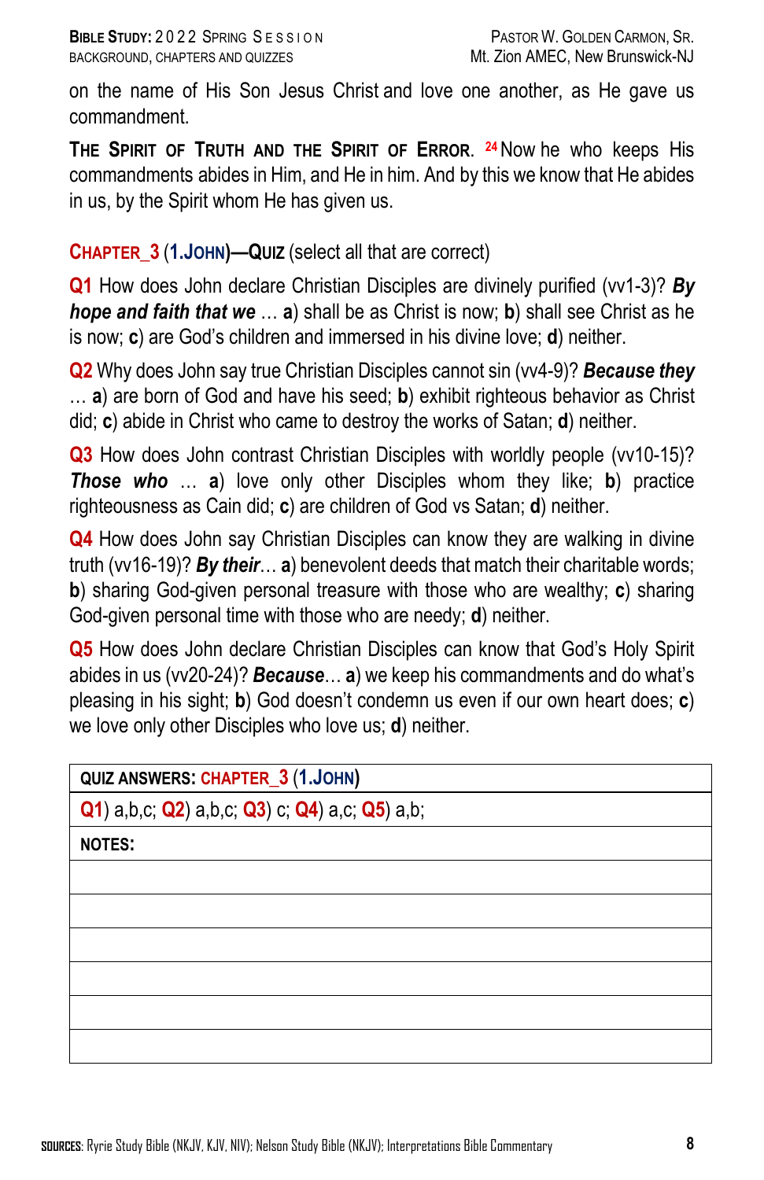on the name of His Son Jesus Christ and love one another, as He gave us commandment.

**The Spirit of Truth and the Spirit of Error.** [24] Now he who keeps His commandments abides in Him, and He in him. And by this we know that He abides in us, by the Spirit whom He has given us.

## Chapter_3 (1.John)—Quiz (select all that are correct)

**Q1** How does John declare Christian Disciples are divinely purified (vv1-3)? ***By hope and faith that we*** … **a**) shall be as Christ is now; **b**) shall see Christ as he is now; **c**) are God's children and immersed in his divine love; **d**) neither.

**Q2** Why does John say true Christian Disciples cannot sin (vv4-9)? ***Because they*** … **a**) are born of God and have his seed; **b**) exhibit righteous behavior as Christ did; **c**) abide in Christ who came to destroy the works of Satan; **d**) neither.

**Q3** How does John contrast Christian Disciples with worldly people (vv10-15)? ***Those who*** … **a**) love only other Disciples whom they like; **b**) practice righteousness as Cain did; **c**) are children of God vs Satan; **d**) neither.

**Q4** How does John say Christian Disciples can know they are walking in divine truth (vv16-19)? ***By their***… **a**) benevolent deeds that match their charitable words; **b**) sharing God-given personal treasure with those who are wealthy; **c**) sharing God-given personal time with those who are needy; **d**) neither.

**Q5** How does John declare Christian Disciples can know that God's Holy Spirit abides in us (vv20-24)? ***Because***… **a**) we keep his commandments and do what's pleasing in his sight; **b**) God doesn't condemn us even if our own heart does; **c**) we love only other Disciples who love us; **d**) neither.

| **QUIZ ANSWERS: CHAPTER_3 (1.JOHN)** |
|---|
| **Q1**) a,b,c; **Q2**) a,b,c; **Q3**) c; **Q4**) a,c; **Q5**) a,b; |
| **NOTES:** |
| |
| |
| |
| |
| |
| |

**Sources**: Ryrie Study Bible (NKJV, KJV, NIV); Nelson Study Bible (NKJV); Interpretations Bible Commentary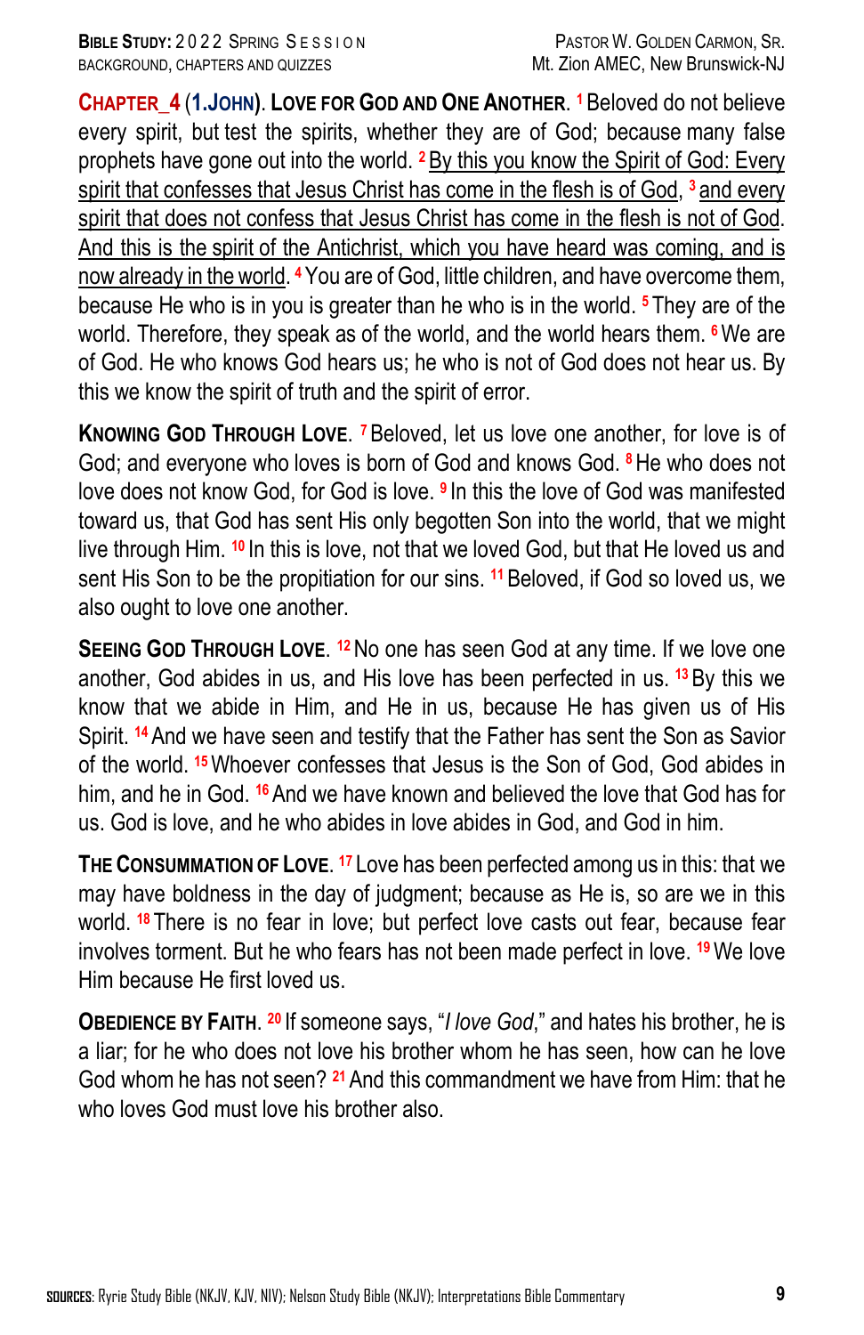**CHAPTER_4 (1.JOHN). LOVE FOR GOD AND ONE ANOTHER.** [1] Beloved do not believe every spirit, but test the spirits, whether they are of God; because many false prophets have gone out into the world. [2] <u>By this you know the Spirit of God: Every spirit that confesses that Jesus Christ has come in the flesh is of God,</u> [3] <u>and every spirit that does not confess that Jesus Christ has come in the flesh is not of God. And this is the spirit of the Antichrist, which you have heard was coming, and is now already in the world.</u> [4] You are of God, little children, and have overcome them, because He who is in you is greater than he who is in the world. [5] They are of the world. Therefore, they speak as of the world, and the world hears them. [6] We are of God. He who knows God hears us; he who is not of God does not hear us. By this we know the spirit of truth and the spirit of error.

**KNOWING GOD THROUGH LOVE.** [7] Beloved, let us love one another, for love is of God; and everyone who loves is born of God and knows God. [8] He who does not love does not know God, for God is love. [9] In this the love of God was manifested toward us, that God has sent His only begotten Son into the world, that we might live through Him. [10] In this is love, not that we loved God, but that He loved us and sent His Son to be the propitiation for our sins. [11] Beloved, if God so loved us, we also ought to love one another.

**SEEING GOD THROUGH LOVE.** [12] No one has seen God at any time. If we love one another, God abides in us, and His love has been perfected in us. [13] By this we know that we abide in Him, and He in us, because He has given us of His Spirit. [14] And we have seen and testify that the Father has sent the Son as Savior of the world. [15] Whoever confesses that Jesus is the Son of God, God abides in him, and he in God. [16] And we have known and believed the love that God has for us. God is love, and he who abides in love abides in God, and God in him.

**THE CONSUMMATION OF LOVE.** [17] Love has been perfected among us in this: that we may have boldness in the day of judgment; because as He is, so are we in this world. [18] There is no fear in love; but perfect love casts out fear, because fear involves torment. But he who fears has not been made perfect in love. [19] We love Him because He first loved us.

**OBEDIENCE BY FAITH.** [20] If someone says, "*I love God*," and hates his brother, he is a liar; for he who does not love his brother whom he has seen, how can he love God whom he has not seen? [21] And this commandment we have from Him: that he who loves God must love his brother also.

**SOURCES**: Ryrie Study Bible (NKJV, KJV, NIV); Nelson Study Bible (NKJV); Interpretations Bible Commentary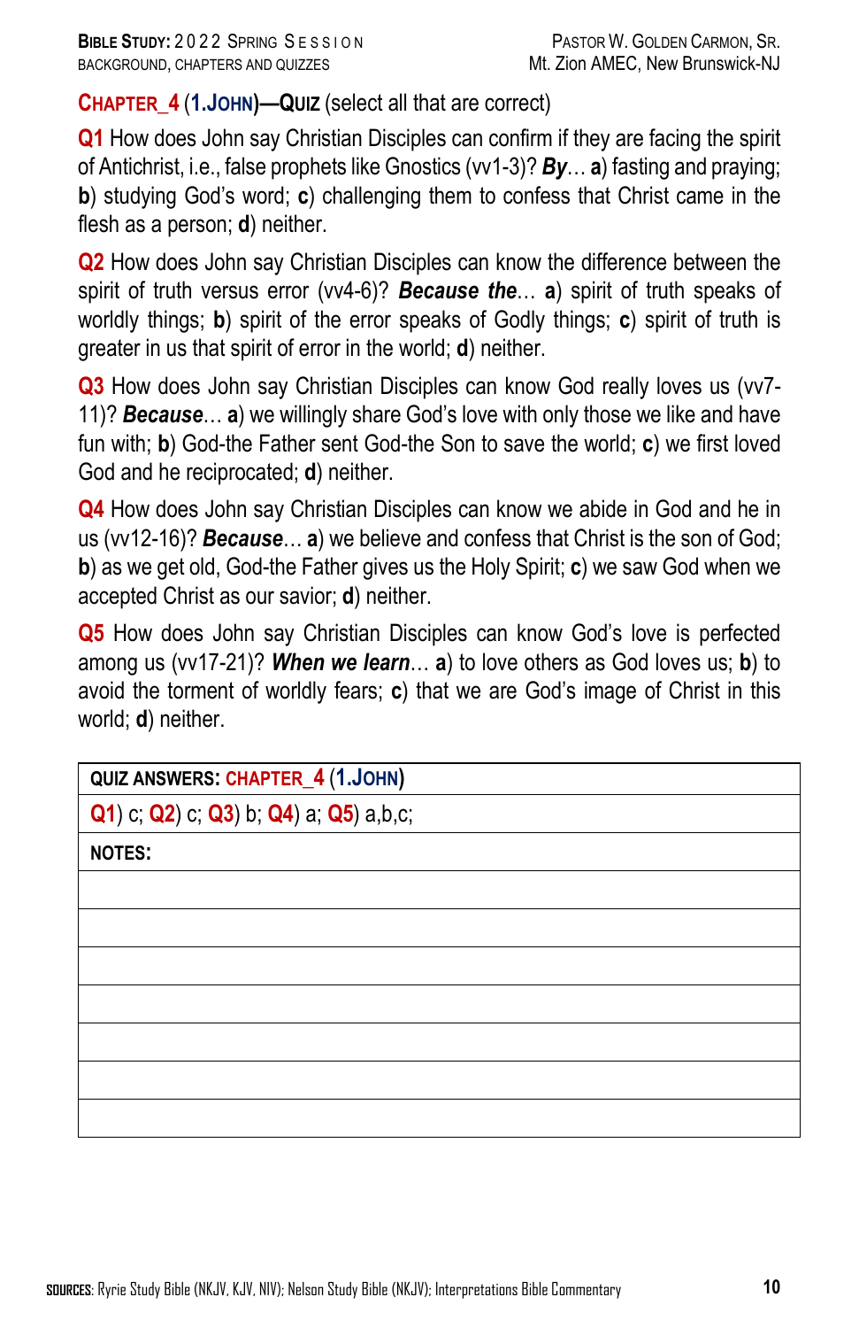## CHAPTER_4 (1.JOHN)—QUIZ (select all that are correct)

**Q1** How does John say Christian Disciples can confirm if they are facing the spirit of Antichrist, i.e., false prophets like Gnostics (vv1-3)? ***By***… **a**) fasting and praying; **b**) studying God's word; **c**) challenging them to confess that Christ came in the flesh as a person; **d**) neither.

**Q2** How does John say Christian Disciples can know the difference between the spirit of truth versus error (vv4-6)? ***Because the***… **a**) spirit of truth speaks of worldly things; **b**) spirit of the error speaks of Godly things; **c**) spirit of truth is greater in us that spirit of error in the world; **d**) neither.

**Q3** How does John say Christian Disciples can know God really loves us (vv7-11)? ***Because***… **a**) we willingly share God's love with only those we like and have fun with; **b**) God-the Father sent God-the Son to save the world; **c**) we first loved God and he reciprocated; **d**) neither.

**Q4** How does John say Christian Disciples can know we abide in God and he in us (vv12-16)? ***Because***… **a**) we believe and confess that Christ is the son of God; **b**) as we get old, God-the Father gives us the Holy Spirit; **c**) we saw God when we accepted Christ as our savior; **d**) neither.

**Q5** How does John say Christian Disciples can know God's love is perfected among us (vv17-21)? ***When we learn***… **a**) to love others as God loves us; **b**) to avoid the torment of worldly fears; **c**) that we are God's image of Christ in this world; **d**) neither.

| **QUIZ ANSWERS: CHAPTER_4 (1.JOHN)** |
|---|
| **Q1**) c; **Q2**) c; **Q3**) b; **Q4**) a; **Q5**) a,b,c; |
| **NOTES:** |
| |
| |
| |
| |
| |
| |
| |

**SOURCES**: Ryrie Study Bible (NKJV, KJV, NIV); Nelson Study Bible (NKJV); Interpretations Bible Commentary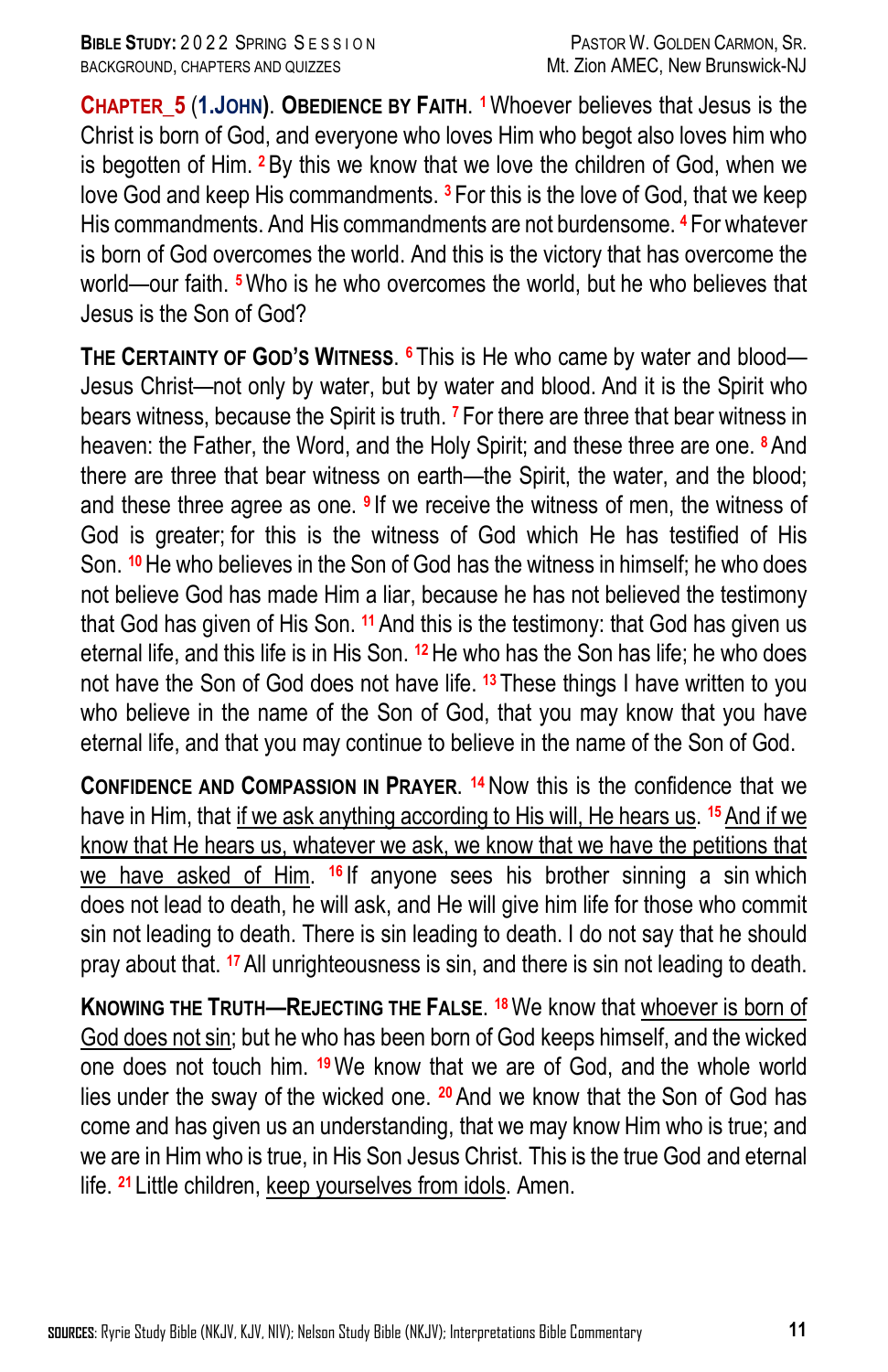**CHAPTER_5 (1.JOHN). OBEDIENCE BY FAITH.** [1] Whoever believes that Jesus is the Christ is born of God, and everyone who loves Him who begot also loves him who is begotten of Him. [2] By this we know that we love the children of God, when we love God and keep His commandments. [3] For this is the love of God, that we keep His commandments. And His commandments are not burdensome. [4] For whatever is born of God overcomes the world. And this is the victory that has overcome the world—our faith. [5] Who is he who overcomes the world, but he who believes that Jesus is the Son of God?

**THE CERTAINTY OF GOD'S WITNESS.** [6] This is He who came by water and blood—Jesus Christ—not only by water, but by water and blood. And it is the Spirit who bears witness, because the Spirit is truth. [7] For there are three that bear witness in heaven: the Father, the Word, and the Holy Spirit; and these three are one. [8] And there are three that bear witness on earth—the Spirit, the water, and the blood; and these three agree as one. [9] If we receive the witness of men, the witness of God is greater; for this is the witness of God which He has testified of His Son. [10] He who believes in the Son of God has the witness in himself; he who does not believe God has made Him a liar, because he has not believed the testimony that God has given of His Son. [11] And this is the testimony: that God has given us eternal life, and this life is in His Son. [12] He who has the Son has life; he who does not have the Son of God does not have life. [13] These things I have written to you who believe in the name of the Son of God, that you may know that you have eternal life, and that you may continue to believe in the name of the Son of God.

**CONFIDENCE AND COMPASSION IN PRAYER.** [14] Now this is the confidence that we have in Him, that <u>if we ask anything according to His will, He hears us</u>. [15] <u>And if we know that He hears us, whatever we ask, we know that we have the petitions that we have asked of Him</u>. [16] If anyone sees his brother sinning a sin which does not lead to death, he will ask, and He will give him life for those who commit sin not leading to death. There is sin leading to death. I do not say that he should pray about that. [17] All unrighteousness is sin, and there is sin not leading to death.

**KNOWING THE TRUTH—REJECTING THE FALSE.** [18] We know that <u>whoever is born of God does not sin</u>; but he who has been born of God keeps himself, and the wicked one does not touch him. [19] We know that we are of God, and the whole world lies under the sway of the wicked one. [20] And we know that the Son of God has come and has given us an understanding, that we may know Him who is true; and we are in Him who is true, in His Son Jesus Christ. This is the true God and eternal life. [21] Little children, <u>keep yourselves from idols</u>. Amen.

**SOURCES**: Ryrie Study Bible (NKJV, KJV, NIV); Nelson Study Bible (NKJV); Interpretations Bible Commentary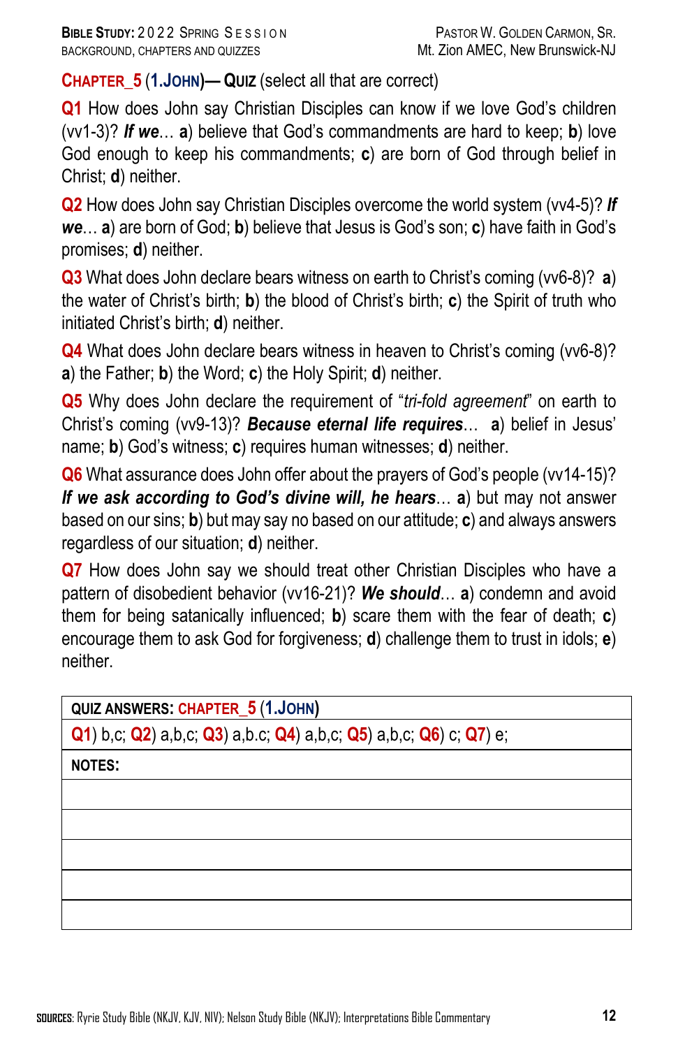## CHAPTER_5 (1.JOHN)— QUIZ (select all that are correct)

**Q1** How does John say Christian Disciples can know if we love God's children (vv1-3)? ***If we***… **a**) believe that God's commandments are hard to keep; **b**) love God enough to keep his commandments; **c**) are born of God through belief in Christ; **d**) neither.

**Q2** How does John say Christian Disciples overcome the world system (vv4-5)? ***If we***… **a**) are born of God; **b**) believe that Jesus is God's son; **c**) have faith in God's promises; **d**) neither.

**Q3** What does John declare bears witness on earth to Christ's coming (vv6-8)? **a**) the water of Christ's birth; **b**) the blood of Christ's birth; **c**) the Spirit of truth who initiated Christ's birth; **d**) neither.

**Q4** What does John declare bears witness in heaven to Christ's coming (vv6-8)? **a**) the Father; **b**) the Word; **c**) the Holy Spirit; **d**) neither.

**Q5** Why does John declare the requirement of "*tri-fold agreement*" on earth to Christ's coming (vv9-13)? ***Because eternal life requires***… **a**) belief in Jesus' name; **b**) God's witness; **c**) requires human witnesses; **d**) neither.

**Q6** What assurance does John offer about the prayers of God's people (vv14-15)? ***If we ask according to God's divine will, he hears***… **a**) but may not answer based on our sins; **b**) but may say no based on our attitude; **c**) and always answers regardless of our situation; **d**) neither.

**Q7** How does John say we should treat other Christian Disciples who have a pattern of disobedient behavior (vv16-21)? ***We should***… **a**) condemn and avoid them for being satanically influenced; **b**) scare them with the fear of death; **c**) encourage them to ask God for forgiveness; **d**) challenge them to trust in idols; **e**) neither.

| QUIZ ANSWERS: CHAPTER_5 (1.JOHN) |
|---|
| **Q1**) b,c; **Q2**) a,b,c; **Q3**) a,b.c; **Q4**) a,b,c; **Q5**) a,b,c; **Q6**) c; **Q7**) e; |
| **NOTES:** |
| |
| |
| |
| |
| |

**SOURCES**: Ryrie Study Bible (NKJV, KJV, NIV); Nelson Study Bible (NKJV); Interpretations Bible Commentary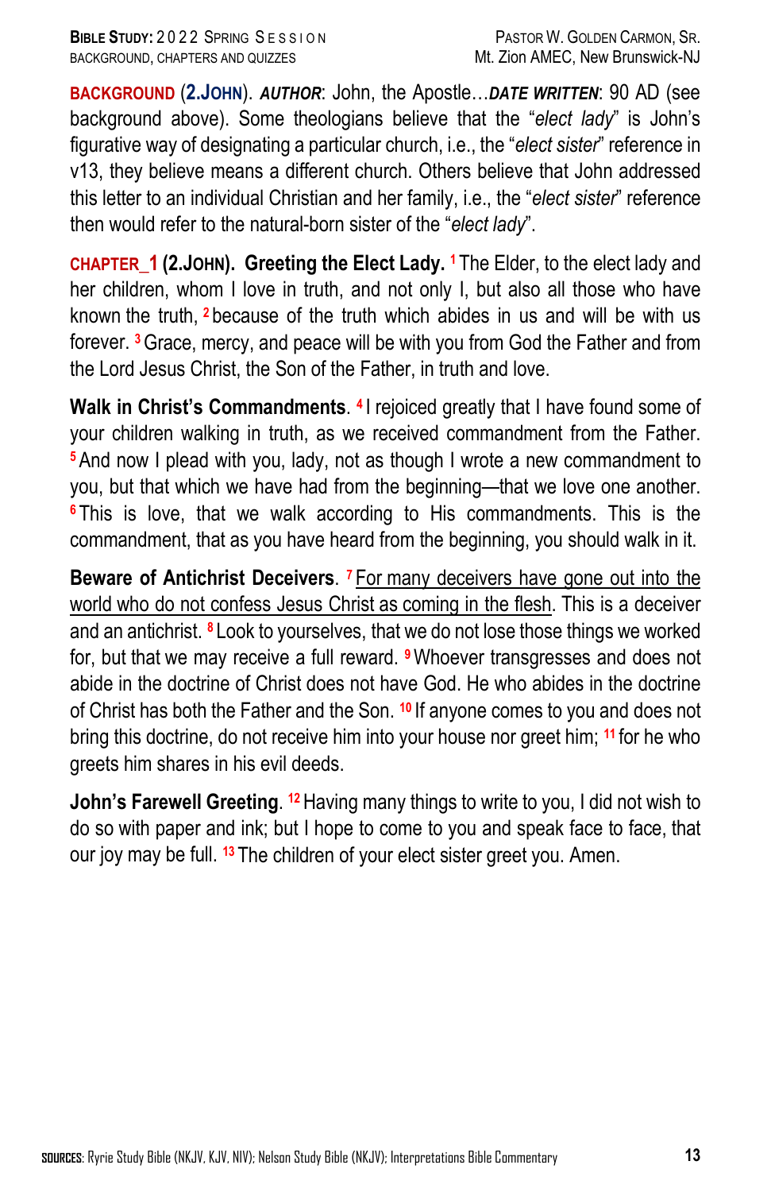**BACKGROUND** (**2.JOHN**). ***AUTHOR***: John, the Apostle…***DATE WRITTEN***: 90 AD (see background above). Some theologians believe that the "*elect lady*" is John's figurative way of designating a particular church, i.e., the "*elect sister*" reference in v13, they believe means a different church. Others believe that John addressed this letter to an individual Christian and her family, i.e., the "*elect sister*" reference then would refer to the natural-born sister of the "*elect lady*".

**CHAPTER_1 (2.JOHN). Greeting the Elect Lady.** [1] The Elder, to the elect lady and her children, whom I love in truth, and not only I, but also all those who have known the truth, [2] because of the truth which abides in us and will be with us forever. [3] Grace, mercy, and peace will be with you from God the Father and from the Lord Jesus Christ, the Son of the Father, in truth and love.

**Walk in Christ's Commandments**. [4] I rejoiced greatly that I have found some of your children walking in truth, as we received commandment from the Father. [5] And now I plead with you, lady, not as though I wrote a new commandment to you, but that which we have had from the beginning—that we love one another. [6] This is love, that we walk according to His commandments. This is the commandment, that as you have heard from the beginning, you should walk in it.

**Beware of Antichrist Deceivers**. [7] <u>For many deceivers have gone out into the world who do not confess Jesus Christ as coming in the flesh</u>. This is a deceiver and an antichrist. [8] Look to yourselves, that we do not lose those things we worked for, but that we may receive a full reward. [9] Whoever transgresses and does not abide in the doctrine of Christ does not have God. He who abides in the doctrine of Christ has both the Father and the Son. [10] If anyone comes to you and does not bring this doctrine, do not receive him into your house nor greet him; [11] for he who greets him shares in his evil deeds.

**John's Farewell Greeting**. [12] Having many things to write to you, I did not wish to do so with paper and ink; but I hope to come to you and speak face to face, that our joy may be full. [13] The children of your elect sister greet you. Amen.

**SOURCES**: Ryrie Study Bible (NKJV, KJV, NIV); Nelson Study Bible (NKJV); Interpretations Bible Commentary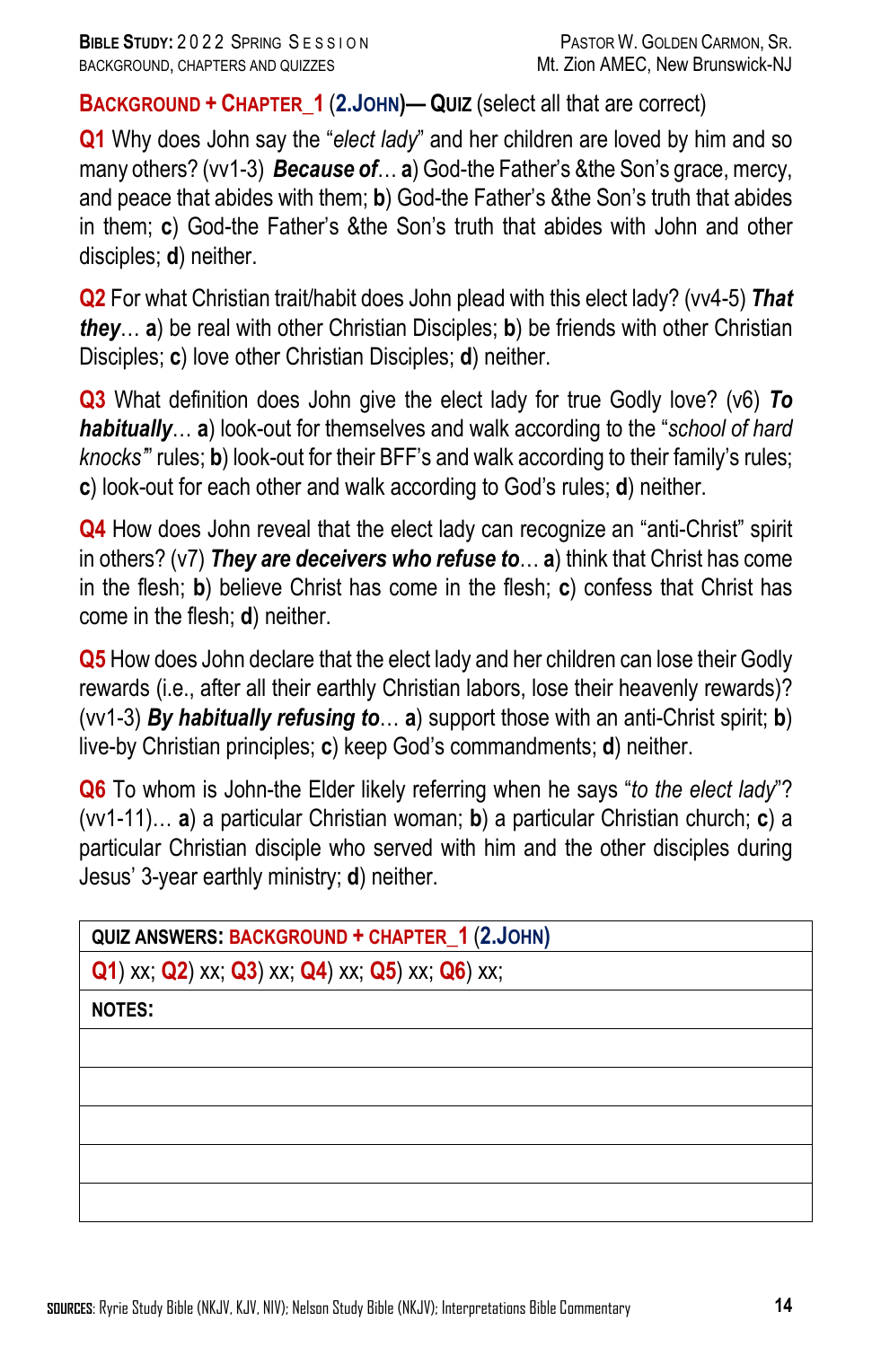## BACKGROUND + CHAPTER_1 (2.JOHN)— QUIZ (select all that are correct)

**Q1** Why does John say the "*elect lady*" and her children are loved by him and so many others? (vv1-3) ***Because of***… **a**) God-the Father's &the Son's grace, mercy, and peace that abides with them; **b**) God-the Father's &the Son's truth that abides in them; **c**) God-the Father's &the Son's truth that abides with John and other disciples; **d**) neither.

**Q2** For what Christian trait/habit does John plead with this elect lady? (vv4-5) ***That they***… **a**) be real with other Christian Disciples; **b**) be friends with other Christian Disciples; **c**) love other Christian Disciples; **d**) neither.

**Q3** What definition does John give the elect lady for true Godly love? (v6) ***To habitually***… **a**) look-out for themselves and walk according to the "*school of hard knocks*" rules; **b**) look-out for their BFF's and walk according to their family's rules; **c**) look-out for each other and walk according to God's rules; **d**) neither.

**Q4** How does John reveal that the elect lady can recognize an "anti-Christ" spirit in others? (v7) ***They are deceivers who refuse to***… **a**) think that Christ has come in the flesh; **b**) believe Christ has come in the flesh; **c**) confess that Christ has come in the flesh; **d**) neither.

**Q5** How does John declare that the elect lady and her children can lose their Godly rewards (i.e., after all their earthly Christian labors, lose their heavenly rewards)? (vv1-3) ***By habitually refusing to***… **a**) support those with an anti-Christ spirit; **b**) live-by Christian principles; **c**) keep God's commandments; **d**) neither.

**Q6** To whom is John-the Elder likely referring when he says "*to the elect lady*"? (vv1-11)… **a**) a particular Christian woman; **b**) a particular Christian church; **c**) a particular Christian disciple who served with him and the other disciples during Jesus' 3-year earthly ministry; **d**) neither.

| QUIZ ANSWERS: BACKGROUND + CHAPTER_1 (2.JOHN) |
|---|
| Q1) xx; Q2) xx; Q3) xx; Q4) xx; Q5) xx; Q6) xx; |
| NOTES: |
| |
| |
| |
| |
| |

**SOURCES**: Ryrie Study Bible (NKJV, KJV, NIV); Nelson Study Bible (NKJV); Interpretations Bible Commentary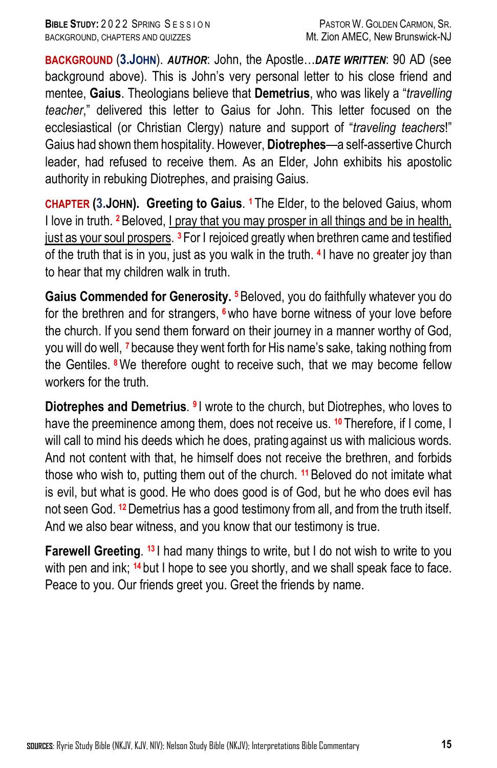**BACKGROUND** (**3.JOHN**). ***AUTHOR***: John, the Apostle…***DATE WRITTEN***: 90 AD (see background above). This is John's very personal letter to his close friend and mentee, **Gaius**. Theologians believe that **Demetrius**, who was likely a "*travelling teacher*," delivered this letter to Gaius for John. This letter focused on the ecclesiastical (or Christian Clergy) nature and support of "*traveling teachers*!" Gaius had shown them hospitality. However, **Diotrephes**—a self-assertive Church leader, had refused to receive them. As an Elder, John exhibits his apostolic authority in rebuking Diotrephes, and praising Gaius.

**CHAPTER (3.JOHN). Greeting to Gaius**. [1] The Elder, to the beloved Gaius, whom I love in truth. [2] Beloved, <u>I pray that you may prosper in all things and be in health, just as your soul prospers</u>. [3] For I rejoiced greatly when brethren came and testified of the truth that is in you, just as you walk in the truth. [4] I have no greater joy than to hear that my children walk in truth.

**Gaius Commended for Generosity.** [5] Beloved, you do faithfully whatever you do for the brethren and for strangers, [6] who have borne witness of your love before the church. If you send them forward on their journey in a manner worthy of God, you will do well, [7] because they went forth for His name's sake, taking nothing from the Gentiles. [8] We therefore ought to receive such, that we may become fellow workers for the truth.

**Diotrephes and Demetrius**. [9] I wrote to the church, but Diotrephes, who loves to have the preeminence among them, does not receive us. [10] Therefore, if I come, I will call to mind his deeds which he does, prating against us with malicious words. And not content with that, he himself does not receive the brethren, and forbids those who wish to, putting them out of the church. [11] Beloved do not imitate what is evil, but what is good. He who does good is of God, but he who does evil has not seen God. [12] Demetrius has a good testimony from all, and from the truth itself. And we also bear witness, and you know that our testimony is true.

**Farewell Greeting**. [13] I had many things to write, but I do not wish to write to you with pen and ink; [14] but I hope to see you shortly, and we shall speak face to face. Peace to you. Our friends greet you. Greet the friends by name.

**SOURCES**: Ryrie Study Bible (NKJV, KJV, NIV); Nelson Study Bible (NKJV); Interpretations Bible Commentary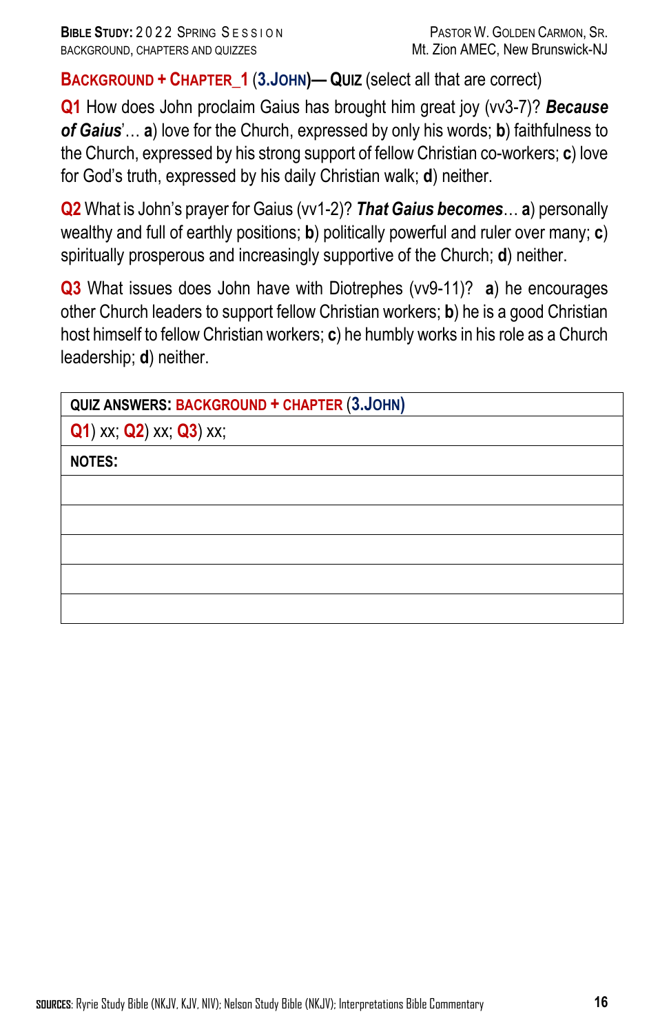## Background + Chapter_1 (3.John)— Quiz (select all that are correct)

**Q1** How does John proclaim Gaius has brought him great joy (vv3-7)? ***Because of Gaius***'… **a**) love for the Church, expressed by only his words; **b**) faithfulness to the Church, expressed by his strong support of fellow Christian co-workers; **c**) love for God's truth, expressed by his daily Christian walk; **d**) neither.

**Q2** What is John's prayer for Gaius (vv1-2)? ***That Gaius becomes***… **a**) personally wealthy and full of earthly positions; **b**) politically powerful and ruler over many; **c**) spiritually prosperous and increasingly supportive of the Church; **d**) neither.

**Q3** What issues does John have with Diotrephes (vv9-11)? **a**) he encourages other Church leaders to support fellow Christian workers; **b**) he is a good Christian host himself to fellow Christian workers; **c**) he humbly works in his role as a Church leadership; **d**) neither.

| **QUIZ ANSWERS: BACKGROUND + CHAPTER (3.JOHN)** |
|---|
| **Q1**) xx; **Q2**) xx; **Q3**) xx; |
| **NOTES:** |
| |
| |
| |
| |
| |

**SOURCES**: Ryrie Study Bible (NKJV, KJV, NIV); Nelson Study Bible (NKJV); Interpretations Bible Commentary